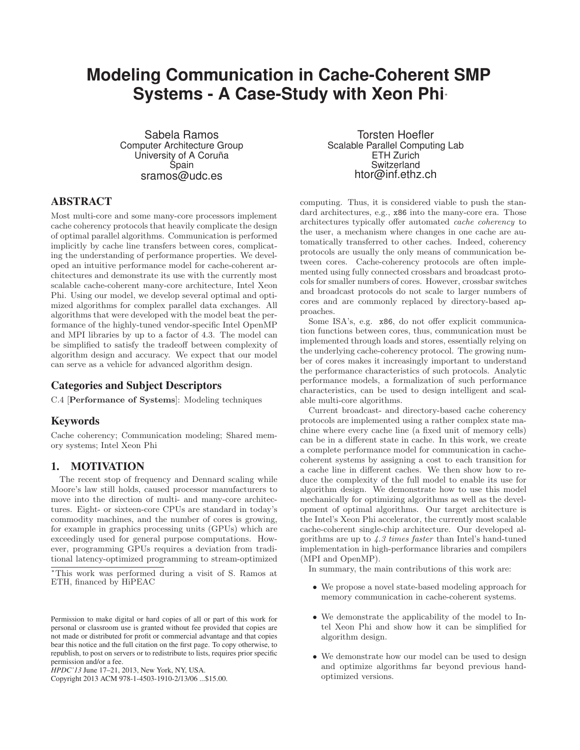# Modeling Communication in Cache-Coherent SMP Systems - A Case-Study with Xeon Phi[*]

Sabela Ramos
Computer Architecture Group
University of A Coruña
Spain
sramos@udc.es

Torsten Hoefler
Scalable Parallel Computing Lab
ETH Zurich
Switzerland
htor@inf.ethz.ch

## ABSTRACT

Most multi-core and some many-core processors implement cache coherency protocols that heavily complicate the design of optimal parallel algorithms. Communication is performed implicitly by cache line transfers between cores, complicating the understanding of performance properties. We developed an intuitive performance model for cache-coherent architectures and demonstrate its use with the currently most scalable cache-coherent many-core architecture, Intel Xeon Phi. Using our model, we develop several optimal and optimized algorithms for complex parallel data exchanges. All algorithms that were developed with the model beat the performance of the highly-tuned vendor-specific Intel OpenMP and MPI libraries by up to a factor of 4.3. The model can be simplified to satisfy the tradeoff between complexity of algorithm design and accuracy. We expect that our model can serve as a vehicle for advanced algorithm design.

### Categories and Subject Descriptors

C.4 [**Performance of Systems**]: Modeling techniques

### Keywords

Cache coherency; Communication modeling; Shared memory systems; Intel Xeon Phi

## 1. MOTIVATION

The recent stop of frequency and Dennard scaling while Moore's law still holds, caused processor manufacturers to move into the direction of multi- and many-core architectures. Eight- or sixteen-core CPUs are standard in today's commodity machines, and the number of cores is growing, for example in graphics processing units (GPUs) which are exceedingly used for general purpose computations. However, programming GPUs requires a deviation from traditional latency-optimized programming to stream-optimized computing. Thus, it is considered viable to push the standard architectures, e.g., x86 into the many-core era. Those architectures typically offer automated *cache coherency* to the user, a mechanism where changes in one cache are automatically transferred to other caches. Indeed, coherency protocols are usually the only means of communication between cores. Cache-coherency protocols are often implemented using fully connected crossbars and broadcast protocols for smaller numbers of cores. However, crossbar switches and broadcast protocols do not scale to larger numbers of cores and are commonly replaced by directory-based approaches.

Some ISA's, e.g. x86, do not offer explicit communication functions between cores, thus, communication must be implemented through loads and stores, essentially relying on the underlying cache-coherency protocol. The growing number of cores makes it increasingly important to understand the performance characteristics of such protocols. Analytic performance models, a formalization of such performance characteristics, can be used to design intelligent and scalable multi-core algorithms.

Current broadcast- and directory-based cache coherency protocols are implemented using a rather complex state machine where every cache line (a fixed unit of memory cells) can be in a different state in cache. In this work, we create a complete performance model for communication in cache-coherent systems by assigning a cost to each transition for a cache line in different caches. We then show how to reduce the complexity of the full model to enable its use for algorithm design. We demonstrate how to use this model mechanically for optimizing algorithms as well as the development of optimal algorithms. Our target architecture is the Intel's Xeon Phi accelerator, the currently most scalable cache-coherent single-chip architecture. Our developed algorithms are up to *4.3 times faster* than Intel's hand-tuned implementation in high-performance libraries and compilers (MPI and OpenMP).

In summary, the main contributions of this work are:

- We propose a novel state-based modeling approach for memory communication in cache-coherent systems.
- We demonstrate the applicability of the model to Intel Xeon Phi and show how it can be simplified for algorithm design.
- We demonstrate how our model can be used to design and optimize algorithms far beyond previous hand-optimized versions.

[*]This work was performed during a visit of S. Ramos at ETH, financed by HiPEAC

Permission to make digital or hard copies of all or part of this work for personal or classroom use is granted without fee provided that copies are not made or distributed for profit or commercial advantage and that copies bear this notice and the full citation on the first page. To copy otherwise, to republish, to post on servers or to redistribute to lists, requires prior specific permission and/or a fee.
*HPDC'13* June 17–21, 2013, New York, NY, USA.
Copyright 2013 ACM 978-1-4503-1910-2/13/06 ...$15.00.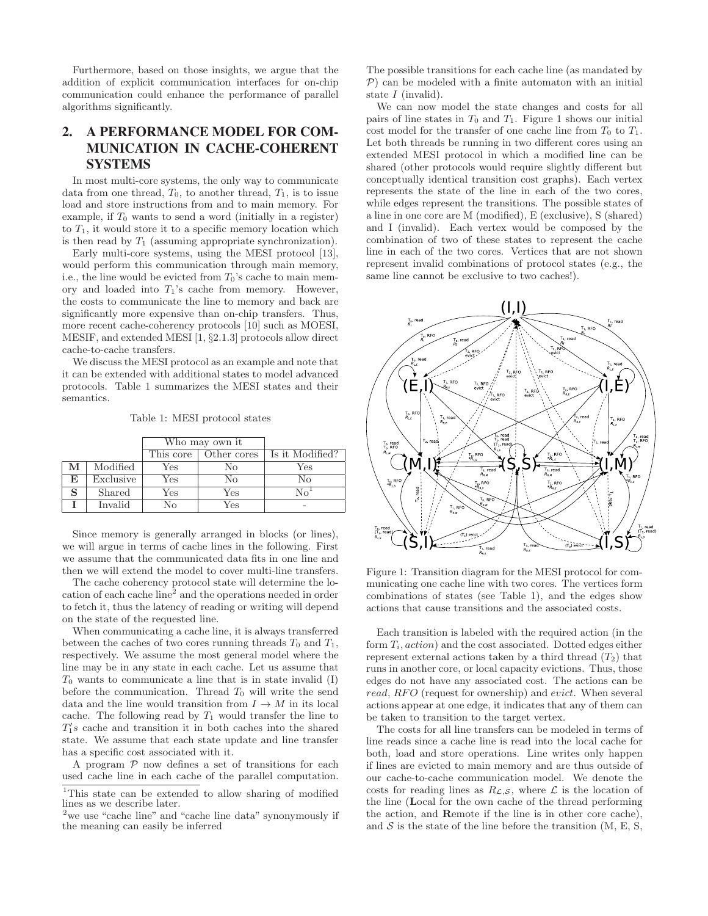Furthermore, based on those insights, we argue that the addition of explicit communication interfaces for on-chip communication could enhance the performance of parallel algorithms significantly.

## 2. A PERFORMANCE MODEL FOR COMMUNICATION IN CACHE-COHERENT SYSTEMS

In most multi-core systems, the only way to communicate data from one thread, $T_0$, to another thread, $T_1$, is to issue load and store instructions from and to main memory. For example, if $T_0$ wants to send a word (initially in a register) to $T_1$, it would store it to a specific memory location which is then read by $T_1$ (assuming appropriate synchronization).

Early multi-core systems, using the MESI protocol [13], would perform this communication through main memory, i.e., the line would be evicted from $T_0$'s cache to main memory and loaded into $T_1$'s cache from memory. However, the costs to communicate the line to memory and back are significantly more expensive than on-chip transfers. Thus, more recent cache-coherency protocols [10] such as MOESI, MESIF, and extended MESI [1, §2.1.3] protocols allow direct cache-to-cache transfers.

We discuss the MESI protocol as an example and note that it can be extended with additional states to model advanced protocols. Table 1 summarizes the MESI states and their semantics.

Table 1: MESI protocol states

| | | Who may own it | | |
|---|---|---|---|---|
| | | This core | Other cores | Is it Modified? |
| **M** | Modified | Yes | No | Yes |
| **E** | Exclusive | Yes | No | No |
| **S** | Shared | Yes | Yes | No[1] |
| **I** | Invalid | No | Yes | - |

Since memory is generally arranged in blocks (or lines), we will argue in terms of cache lines in the following. First we assume that the communicated data fits in one line and then we will extend the model to cover multi-line transfers.

The cache coherency protocol state will determine the location of each cache line[2] and the operations needed in order to fetch it, thus the latency of reading or writing will depend on the state of the requested line.

When communicating a cache line, it is always transferred between the caches of two cores running threads $T_0$ and $T_1$, respectively. We assume the most general model where the line may be in any state in each cache. Let us assume that $T_0$ wants to communicate a line that is in state invalid (I) before the communication. Thread $T_0$ will write the send data and the line would transition from $I \rightarrow M$ in its local cache. The following read by $T_1$ would transfer the line to $T_1'$s cache and transition it in both caches into the shared state. We assume that each state update and line transfer has a specific cost associated with it.

A program $\mathcal{P}$ now defines a set of transitions for each used cache line in each cache of the parallel computation. The possible transitions for each cache line (as mandated by $\mathcal{P}$) can be modeled with a finite automaton with an initial state $I$ (invalid).

We can now model the state changes and costs for all pairs of line states in $T_0$ and $T_1$. Figure 1 shows our initial cost model for the transfer of one cache line from $T_0$ to $T_1$. Let both threads be running in two different cores using an extended MESI protocol in which a modified line can be shared (other protocols would require slightly different but conceptually identical transition cost graphs). Each vertex represents the state of the line in each of the two cores, while edges represent the transitions. The possible states of a line in one core are M (modified), E (exclusive), S (shared) and I (invalid). Each vertex would be composed by the combination of two of these states to represent the cache line in each of the two cores. Vertices that are not shown represent invalid combinations of protocol states (e.g., the same line cannot be exclusive to two caches!).

Figure 1: Transition diagram for the MESI protocol for communicating one cache line with two cores. The vertices form combinations of states (see Table 1), and the edges show actions that cause transitions and the associated costs.

Each transition is labeled with the required action (in the form $T_i$, *action*) and the cost associated. Dotted edges either represent external actions taken by a third thread ($T_2$) that runs in another core, or local capacity evictions. Thus, those edges do not have any associated cost. The actions can be *read*, *RFO* (request for ownership) and *evict*. When several actions appear at one edge, it indicates that any of them can be taken to transition to the target vertex.

The costs for all line transfers can be modeled in terms of line reads since a cache line is read into the local cache for both, load and store operations. Line writes only happen if lines are evicted to main memory and are thus outside of our cache-to-cache communication model. We denote the costs for reading lines as $R_{\mathcal{L},\mathcal{S}}$, where $\mathcal{L}$ is the location of the line (**L**ocal for the own cache of the thread performing the action, and **R**emote if the line is in other core cache), and $\mathcal{S}$ is the state of the line before the transition (M, E, S,

[1] This state can be extended to allow sharing of modified lines as we describe later.

[2] we use "cache line" and "cache line data" synonymously if the meaning can easily be inferred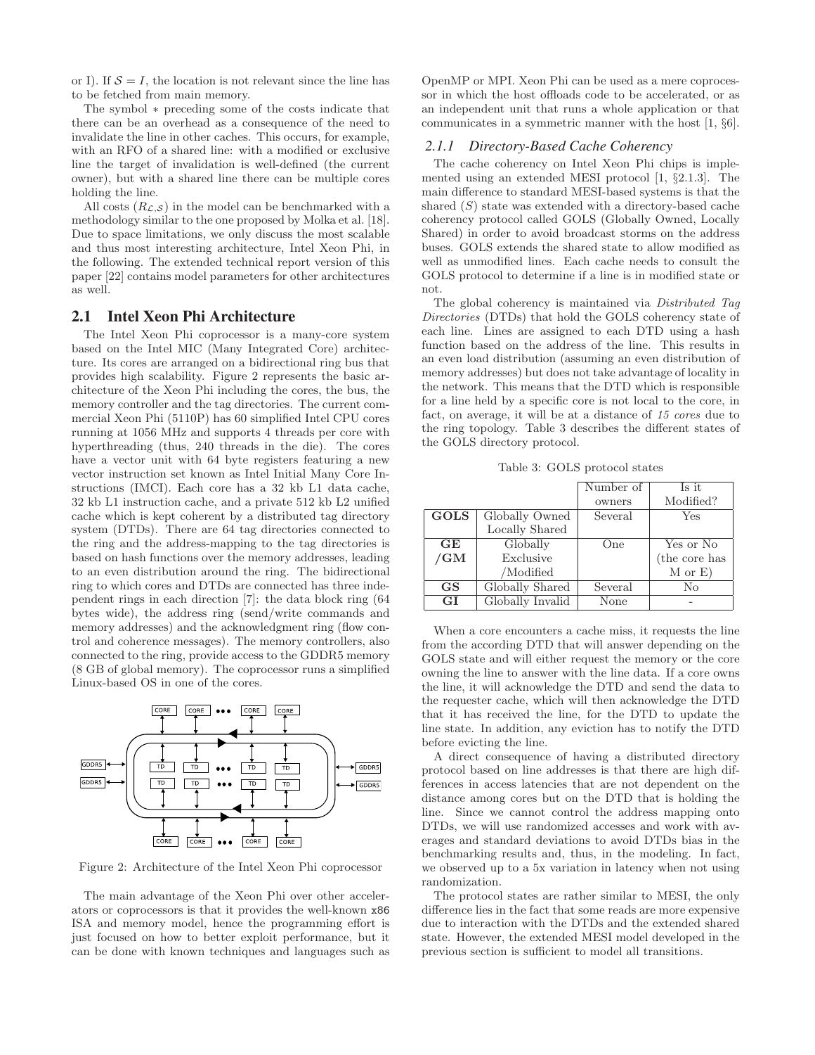or I). If $\mathcal{S} = I$, the location is not relevant since the line has to be fetched from main memory.

The symbol ∗ preceding some of the costs indicate that there can be an overhead as a consequence of the need to invalidate the line in other caches. This occurs, for example, with an RFO of a shared line: with a modified or exclusive line the target of invalidation is well-defined (the current owner), but with a shared line there can be multiple cores holding the line.

All costs ($R_{\mathcal{L},\mathcal{S}}$) in the model can be benchmarked with a methodology similar to the one proposed by Molka et al. [18]. Due to space limitations, we only discuss the most scalable and thus most interesting architecture, Intel Xeon Phi, in the following. The extended technical report version of this paper [22] contains model parameters for other architectures as well.

## 2.1 Intel Xeon Phi Architecture

The Intel Xeon Phi coprocessor is a many-core system based on the Intel MIC (Many Integrated Core) architecture. Its cores are arranged on a bidirectional ring bus that provides high scalability. Figure 2 represents the basic architecture of the Xeon Phi including the cores, the bus, the memory controller and the tag directories. The current commercial Xeon Phi (5110P) has 60 simplified Intel CPU cores running at 1056 MHz and supports 4 threads per core with hyperthreading (thus, 240 threads in the die). The cores have a vector unit with 64 byte registers featuring a new vector instruction set known as Intel Initial Many Core Instructions (IMCI). Each core has a 32 kb L1 data cache, 32 kb L1 instruction cache, and a private 512 kb L2 unified cache which is kept coherent by a distributed tag directory system (DTDs). There are 64 tag directories connected to the ring and the address-mapping to the tag directories is based on hash functions over the memory addresses, leading to an even distribution around the ring. The bidirectional ring to which cores and DTDs are connected has three independent rings in each direction [7]: the data block ring (64 bytes wide), the address ring (send/write commands and memory addresses) and the acknowledgment ring (flow control and coherence messages). The memory controllers, also connected to the ring, provide access to the GDDR5 memory (8 GB of global memory). The coprocessor runs a simplified Linux-based OS in one of the cores.

Figure 2: Architecture of the Intel Xeon Phi coprocessor

The main advantage of the Xeon Phi over other accelerators or coprocessors is that it provides the well-known `x86` ISA and memory model, hence the programming effort is just focused on how to better exploit performance, but it can be done with known techniques and languages such as OpenMP or MPI. Xeon Phi can be used as a mere coprocessor in which the host offloads code to be accelerated, or as an independent unit that runs a whole application or that communicates in a symmetric manner with the host [1, §6].

### 2.1.1 Directory-Based Cache Coherency

The cache coherency on Intel Xeon Phi chips is implemented using an extended MESI protocol [1, §2.1.3]. The main difference to standard MESI-based systems is that the shared ($S$) state was extended with a directory-based cache coherency protocol called GOLS (Globally Owned, Locally Shared) in order to avoid broadcast storms on the address buses. GOLS extends the shared state to allow modified as well as unmodified lines. Each cache needs to consult the GOLS protocol to determine if a line is in modified state or not.

The global coherency is maintained via *Distributed Tag Directories* (DTDs) that hold the GOLS coherency state of each line. Lines are assigned to each DTD using a hash function based on the address of the line. This results in an even load distribution (assuming an even distribution of memory addresses) but does not take advantage of locality in the network. This means that the DTD which is responsible for a line held by a specific core is not local to the core, in fact, on average, it will be at a distance of *15 cores* due to the ring topology. Table 3 describes the different states of the GOLS directory protocol.

Table 3: GOLS protocol states

| | | Number of owners | Is it Modified? |
|---|---|---|---|
| **GOLS** | Globally Owned Locally Shared | Several | Yes |
| **GE /GM** | Globally Exclusive /Modified | One | Yes or No (the core has M or E) |
| **GS** | Globally Shared | Several | No |
| **GI** | Globally Invalid | None | - |

When a core encounters a cache miss, it requests the line from the according DTD that will answer depending on the GOLS state and will either request the memory or the core owning the line to answer with the line data. If a core owns the line, it will acknowledge the DTD and send the data to the requester cache, which will then acknowledge the DTD that it has received the line, for the DTD to update the line state. In addition, any eviction has to notify the DTD before evicting the line.

A direct consequence of having a distributed directory protocol based on line addresses is that there are high differences in access latencies that are not dependent on the distance among cores but on the DTD that is holding the line. Since we cannot control the address mapping onto DTDs, we will use randomized accesses and work with averages and standard deviations to avoid DTDs bias in the benchmarking results and, thus, in the modeling. In fact, we observed up to a 5x variation in latency when not using randomization.

The protocol states are rather similar to MESI, the only difference lies in the fact that some reads are more expensive due to interaction with the DTDs and the extended shared state. However, the extended MESI model developed in the previous section is sufficient to model all transitions.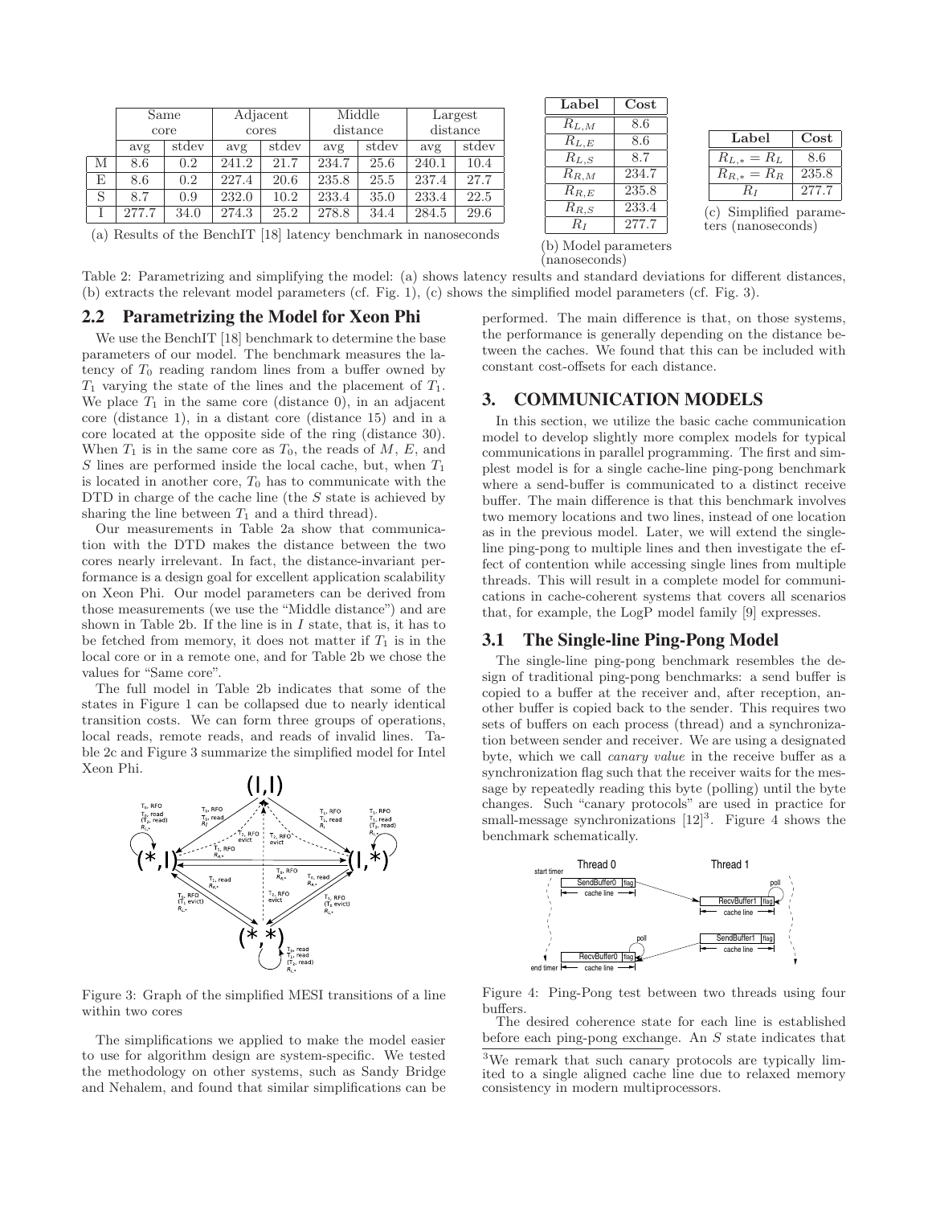| | Same core | | Adjacent cores | | Middle distance | | Largest distance | |
|---|---|---|---|---|---|---|---|---|
| | avg | stdev | avg | stdev | avg | stdev | avg | stdev |
| M | 8.6 | 0.2 | 241.2 | 21.7 | 234.7 | 25.6 | 240.1 | 10.4 |
| E | 8.6 | 0.2 | 227.4 | 20.6 | 235.8 | 25.5 | 237.4 | 27.7 |
| S | 8.7 | 0.9 | 232.0 | 10.2 | 233.4 | 35.0 | 233.4 | 22.5 |
| I | 277.7 | 34.0 | 274.3 | 25.2 | 278.8 | 34.4 | 284.5 | 29.6 |

(a) Results of the BenchIT [18] latency benchmark in nanoseconds

| Label | Cost |
|---|---|
| $R_{L,M}$ | 8.6 |
| $R_{L,E}$ | 8.6 |
| $R_{L,S}$ | 8.7 |
| $R_{R,M}$ | 234.7 |
| $R_{R,E}$ | 235.8 |
| $R_{R,S}$ | 233.4 |
| $R_I$ | 277.7 |

(b) Model parameters (nanoseconds)

| Label | Cost |
|---|---|
| $R_{L,*} = R_L$ | 8.6 |
| $R_{R,*} = R_R$ | 235.8 |
| $R_I$ | 277.7 |

(c) Simplified parameters (nanoseconds)

Table 2: Parametrizing and simplifying the model: (a) shows latency results and standard deviations for different distances, (b) extracts the relevant model parameters (cf. Fig. 1), (c) shows the simplified model parameters (cf. Fig. 3).

## 2.2 Parametrizing the Model for Xeon Phi

We use the BenchIT [18] benchmark to determine the base parameters of our model. The benchmark measures the latency of $T_0$ reading random lines from a buffer owned by $T_1$ varying the state of the lines and the placement of $T_1$. We place $T_1$ in the same core (distance 0), in an adjacent core (distance 1), in a distant core (distance 15) and in a core located at the opposite side of the ring (distance 30). When $T_1$ is in the same core as $T_0$, the reads of $M$, $E$, and $S$ lines are performed inside the local cache, but, when $T_1$ is located in another core, $T_0$ has to communicate with the DTD in charge of the cache line (the $S$ state is achieved by sharing the line between $T_1$ and a third thread).

Our measurements in Table 2a show that communication with the DTD makes the distance between the two cores nearly irrelevant. In fact, the distance-invariant performance is a design goal for excellent application scalability on Xeon Phi. Our model parameters can be derived from those measurements (we use the "Middle distance") and are shown in Table 2b. If the line is in $I$ state, that is, it has to be fetched from memory, it does not matter if $T_1$ is in the local core or in a remote one, and for Table 2b we chose the values for "Same core".

The full model in Table 2b indicates that some of the states in Figure 1 can be collapsed due to nearly identical transition costs. We can form three groups of operations, local reads, remote reads, and reads of invalid lines. Table 2c and Figure 3 summarize the simplified model for Intel Xeon Phi.

Figure 3: Graph of the simplified MESI transitions of a line within two cores

The simplifications we applied to make the model easier to use for algorithm design are system-specific. We tested the methodology on other systems, such as Sandy Bridge and Nehalem, and found that similar simplifications can be performed. The main difference is that, on those systems, the performance is generally depending on the distance between the caches. We found that this can be included with constant cost-offsets for each distance.

# 3. COMMUNICATION MODELS

In this section, we utilize the basic cache communication model to develop slightly more complex models for typical communications in parallel programming. The first and simplest model is for a single cache-line ping-pong benchmark where a send-buffer is communicated to a distinct receive buffer. The main difference is that this benchmark involves two memory locations and two lines, instead of one location as in the previous model. Later, we will extend the single-line ping-pong to multiple lines and then investigate the effect of contention while accessing single lines from multiple threads. This will result in a complete model for communications in cache-coherent systems that covers all scenarios that, for example, the LogP model family [9] expresses.

## 3.1 The Single-line Ping-Pong Model

The single-line ping-pong benchmark resembles the design of traditional ping-pong benchmarks: a send buffer is copied to a buffer at the receiver and, after reception, another buffer is copied back to the sender. This requires two sets of buffers on each process (thread) and a synchronization between sender and receiver. We are using a designated byte, which we call *canary value* in the receive buffer as a synchronization flag such that the receiver waits for the message by repeatedly reading this byte (polling) until the byte changes. Such "canary protocols" are used in practice for small-message synchronizations [12][3]. Figure 4 shows the benchmark schematically.

Figure 4: Ping-Pong test between two threads using four buffers.

The desired coherence state for each line is established before each ping-pong exchange. An $S$ state indicates that

[3] We remark that such canary protocols are typically limited to a single aligned cache line due to relaxed memory consistency in modern multiprocessors.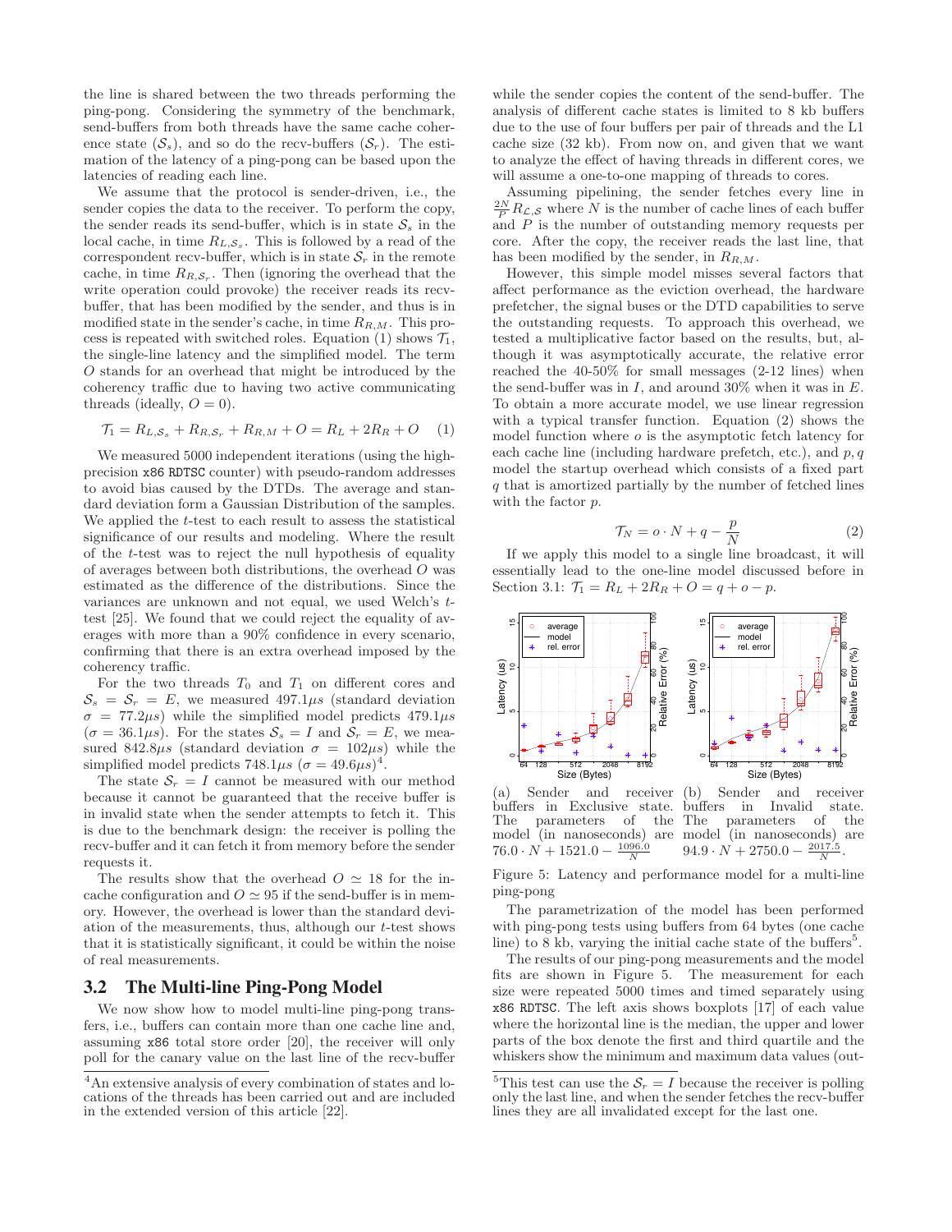the line is shared between the two threads performing the ping-pong. Considering the symmetry of the benchmark, send-buffers from both threads have the same cache coherence state ($\mathcal{S}_s$), and so do the recv-buffers ($\mathcal{S}_r$). The estimation of the latency of a ping-pong can be based upon the latencies of reading each line.

We assume that the protocol is sender-driven, i.e., the sender copies the data to the receiver. To perform the copy, the sender reads its send-buffer, which is in state $\mathcal{S}_s$ in the local cache, in time $R_{L,\mathcal{S}_s}$. This is followed by a read of the correspondent recv-buffer, which is in state $\mathcal{S}_r$ in the remote cache, in time $R_{R,\mathcal{S}_r}$. Then (ignoring the overhead that the write operation could provoke) the receiver reads its recv-buffer, that has been modified by the sender, and thus is in modified state in the sender's cache, in time $R_{R,M}$. This process is repeated with switched roles. Equation (1) shows $\mathcal{T}_1$, the single-line latency and the simplified model. The term $O$ stands for an overhead that might be introduced by the coherency traffic due to having two active communicating threads (ideally, $O = 0$).

$$\mathcal{T}_1 = R_{L,\mathcal{S}_s} + R_{R,\mathcal{S}_r} + R_{R,M} + O = R_L + 2R_R + O \quad (1)$$

We measured 5000 independent iterations (using the high-precision `x86 RDTSC` counter) with pseudo-random addresses to avoid bias caused by the DTDs. The average and standard deviation form a Gaussian Distribution of the samples. We applied the $t$-test to each result to assess the statistical significance of our results and modeling. Where the result of the $t$-test was to reject the null hypothesis of equality of averages between both distributions, the overhead $O$ was estimated as the difference of the distributions. Since the variances are unknown and not equal, we used Welch's $t$-test [25]. We found that we could reject the equality of averages with more than a 90% confidence in every scenario, confirming that there is an extra overhead imposed by the coherency traffic.

For the two threads $T_0$ and $T_1$ on different cores and $\mathcal{S}_s = \mathcal{S}_r = E$, we measured $497.1\mu s$ (standard deviation $\sigma = 77.2\mu s$) while the simplified model predicts $479.1\mu s$ ($\sigma = 36.1\mu s$). For the states $\mathcal{S}_s = I$ and $\mathcal{S}_r = E$, we measured $842.8\mu s$ (standard deviation $\sigma = 102\mu s$) while the simplified model predicts $748.1\mu s$ ($\sigma = 49.6\mu s$)[4].

The state $\mathcal{S}_r = I$ cannot be measured with our method because it cannot be guaranteed that the receive buffer is in invalid state when the sender attempts to fetch it. This is due to the benchmark design: the receiver is polling the recv-buffer and it can fetch it from memory before the sender requests it.

The results show that the overhead $O \simeq 18$ for the in-cache configuration and $O \simeq 95$ if the send-buffer is in memory. However, the overhead is lower than the standard deviation of the measurements, thus, although our $t$-test shows that it is statistically significant, it could be within the noise of real measurements.

## 3.2 The Multi-line Ping-Pong Model

We now show how to model multi-line ping-pong transfers, i.e., buffers can contain more than one cache line and, assuming `x86` total store order [20], the receiver will only poll for the canary value on the last line of the recv-buffer while the sender copies the content of the send-buffer. The analysis of different cache states is limited to 8 kb buffers due to the use of four buffers per pair of threads and the L1 cache size (32 kb). From now on, and given that we want to analyze the effect of having threads in different cores, we will assume a one-to-one mapping of threads to cores.

Assuming pipelining, the sender fetches every line in $\frac{2N}{P} R_{\mathcal{L},\mathcal{S}}$ where $N$ is the number of cache lines of each buffer and $P$ is the number of outstanding memory requests per core. After the copy, the receiver reads the last line, that has been modified by the sender, in $R_{R,M}$.

However, this simple model misses several factors that affect performance as the eviction overhead, the hardware prefetcher, the signal buses or the DTD capabilities to serve the outstanding requests. To approach this overhead, we tested a multiplicative factor based on the results, but, although it was asymptotically accurate, the relative error reached the 40-50% for small messages (2-12 lines) when the send-buffer was in $I$, and around 30% when it was in $E$. To obtain a more accurate model, we use linear regression with a typical transfer function. Equation (2) shows the model function where $o$ is the asymptotic fetch latency for each cache line (including hardware prefetch, etc.), and $p, q$ model the startup overhead which consists of a fixed part $q$ that is amortized partially by the number of fetched lines with the factor $p$.

$$\mathcal{T}_N = o \cdot N + q - \frac{p}{N} \quad (2)$$

If we apply this model to a single line broadcast, it will essentially lead to the one-line model discussed before in Section 3.1: $\mathcal{T}_1 = R_L + 2R_R + O = q + o - p$.

(a) Sender and receiver buffers in Exclusive state. The parameters of the model (in nanoseconds) are $76.0 \cdot N + 1521.0 - \frac{1096.0}{N}$

(b) Sender and receiver buffers in Invalid state. The parameters of the model (in nanoseconds) are $94.9 \cdot N + 2750.0 - \frac{2017.5}{N}$.

Figure 5: Latency and performance model for a multi-line ping-pong

The parametrization of the model has been performed with ping-pong tests using buffers from 64 bytes (one cache line) to 8 kb, varying the initial cache state of the buffers[5].

The results of our ping-pong measurements and the model fits are shown in Figure 5. The measurement for each size were repeated 5000 times and timed separately using `x86 RDTSC`. The left axis shows boxplots [17] of each value where the horizontal line is the median, the upper and lower parts of the box denote the first and third quartile and the whiskers show the minimum and maximum data values (out-

[4]An extensive analysis of every combination of states and locations of the threads has been carried out and are included in the extended version of this article [22].

[5]This test can use the $\mathcal{S}_r = I$ because the receiver is polling only the last line, and when the sender fetches the recv-buffer lines they are all invalidated except for the last one.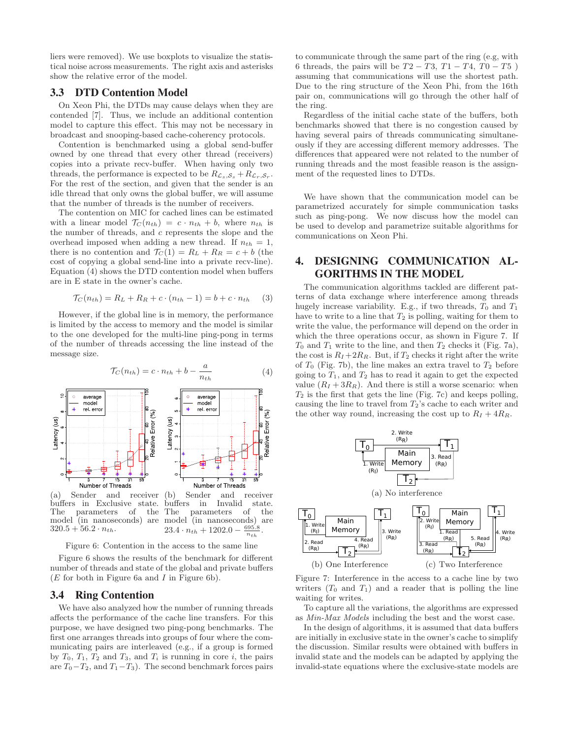liers were removed). We use boxplots to visualize the statistical noise across measurements. The right axis and asterisks show the relative error of the model.

### 3.3 DTD Contention Model

On Xeon Phi, the DTDs may cause delays when they are contended [7]. Thus, we include an additional contention model to capture this effect. This may not be necessary in broadcast and snooping-based cache-coherency protocols.

Contention is benchmarked using a global send-buffer owned by one thread that every other thread (receivers) copies into a private recv-buffer. When having only two threads, the performance is expected to be $R_{\mathcal{L}_s,\mathcal{S}_s} + R_{\mathcal{L}_r,\mathcal{S}_r}$. For the rest of the section, and given that the sender is an idle thread that only owns the global buffer, we will assume that the number of threads is the number of receivers.

The contention on MIC for cached lines can be estimated with a linear model $\mathcal{T}_C(n_{th}) = c \cdot n_{th} + b$, where $n_{th}$ is the number of threads, and $c$ represents the slope and the overhead imposed when adding a new thread. If $n_{th} = 1$, there is no contention and $\mathcal{T}_C(1) = R_L + R_R = c + b$ (the cost of copying a global send-line into a private recv-line). Equation (4) shows the DTD contention model when buffers are in E state in the owner's cache.

$$\mathcal{T}_C(n_{th}) = R_L + R_R + c \cdot (n_{th} - 1) = b + c \cdot n_{th} \quad (3)$$

However, if the global line is in memory, the performance is limited by the access to memory and the model is similar to the one developed for the multi-line ping-pong in terms of the number of threads accessing the line instead of the message size.

$$\mathcal{T}_C(n_{th}) = c \cdot n_{th} + b - \frac{a}{n_{th}} \quad (4)$$

(a) Sender and receiver buffers in Exclusive state. The parameters of the model (in nanoseconds) are $320.5 + 56.2 \cdot n_{th}$.

(b) Sender and receiver buffers in Invalid state. The parameters of the model (in nanoseconds) are $23.4 \cdot n_{th} + 1202.0 - \frac{695.8}{n_{th}}$.

Figure 6: Contention in the access to the same line

Figure 6 shows the results of the benchmark for different number of threads and state of the global and private buffers ($E$ for both in Figure 6a and $I$ in Figure 6b).

### 3.4 Ring Contention

We have also analyzed how the number of running threads affects the performance of the cache line transfers. For this purpose, we have designed two ping-pong benchmarks. The first one arranges threads into groups of four where the communicating pairs are interleaved (e.g., if a group is formed by $T_0$, $T_1$, $T_2$ and $T_3$, and $T_i$ is running in core $i$, the pairs are $T_0 - T_2$, and $T_1 - T_3$). The second benchmark forces pairs to communicate through the same part of the ring (e.g, with 6 threads, the pairs will be $T2 - T3$, $T1 - T4$, $T0 - T5$ ) assuming that communications will use the shortest path. Due to the ring structure of the Xeon Phi, from the 16th pair on, communications will go through the other half of the ring.

Regardless of the initial cache state of the buffers, both benchmarks showed that there is no congestion caused by having several pairs of threads communicating simultaneously if they are accessing different memory addresses. The differences that appeared were not related to the number of running threads and the most feasible reason is the assignment of the requested lines to DTDs.

We have shown that the communication model can be parametrized accurately for simple communication tasks such as ping-pong. We now discuss how the model can be used to develop and parametrize suitable algorithms for communications on Xeon Phi.

## 4. DESIGNING COMMUNICATION ALGORITHMS IN THE MODEL

The communication algorithms tackled are different patterns of data exchange where interference among threads hugely increase variability. E.g., if two threads, $T_0$ and $T_1$ have to write to a line that $T_2$ is polling, waiting for them to write the value, the performance will depend on the order in which the three operations occur, as shown in Figure 7. If $T_0$ and $T_1$ write to the line, and then $T_2$ checks it (Fig. 7a), the cost is $R_I + 2R_R$. But, if $T_2$ checks it right after the write of $T_0$ (Fig. 7b), the line makes an extra travel to $T_2$ before going to $T_1$, and $T_2$ has to read it again to get the expected value ($R_I + 3R_R$). And there is still a worse scenario: when $T_2$ is the first that gets the line (Fig. 7c) and keeps polling, causing the line to travel from $T_2$'s cache to each writer and the other way round, increasing the cost up to $R_I + 4R_R$.

(a) No interference

(b) One Interference

(c) Two Interference

Figure 7: Interference in the access to a cache line by two writers ($T_0$ and $T_1$) and a reader that is polling the line waiting for writes.

To capture all the variations, the algorithms are expressed as *Min-Max Models* including the best and the worst case.

In the design of algorithms, it is assumed that data buffers are initially in exclusive state in the owner's cache to simplify the discussion. Similar results were obtained with buffers in invalid state and the models can be adapted by applying the invalid-state equations where the exclusive-state models are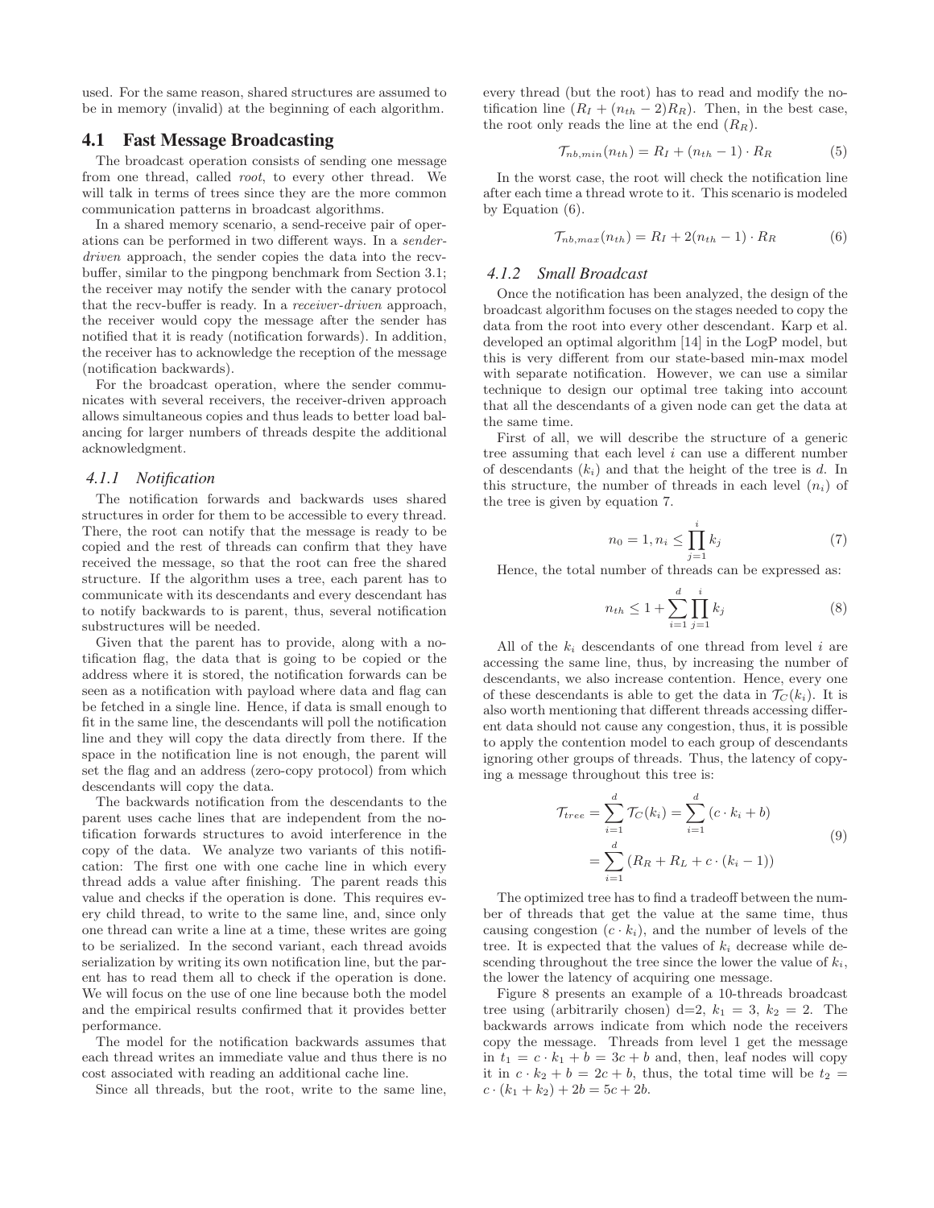used. For the same reason, shared structures are assumed to be in memory (invalid) at the beginning of each algorithm.

## 4.1 Fast Message Broadcasting

The broadcast operation consists of sending one message from one thread, called *root*, to every other thread. We will talk in terms of trees since they are the more common communication patterns in broadcast algorithms.

In a shared memory scenario, a send-receive pair of operations can be performed in two different ways. In a *sender-driven* approach, the sender copies the data into the recv-buffer, similar to the pingpong benchmark from Section 3.1; the receiver may notify the sender with the canary protocol that the recv-buffer is ready. In a *receiver-driven* approach, the receiver would copy the message after the sender has notified that it is ready (notification forwards). In addition, the receiver has to acknowledge the reception of the message (notification backwards).

For the broadcast operation, where the sender communicates with several receivers, the receiver-driven approach allows simultaneous copies and thus leads to better load balancing for larger numbers of threads despite the additional acknowledgment.

### 4.1.1 Notification

The notification forwards and backwards uses shared structures in order for them to be accessible to every thread. There, the root can notify that the message is ready to be copied and the rest of threads can confirm that they have received the message, so that the root can free the shared structure. If the algorithm uses a tree, each parent has to communicate with its descendants and every descendant has to notify backwards to is parent, thus, several notification substructures will be needed.

Given that the parent has to provide, along with a notification flag, the data that is going to be copied or the address where it is stored, the notification forwards can be seen as a notification with payload where data and flag can be fetched in a single line. Hence, if data is small enough to fit in the same line, the descendants will poll the notification line and they will copy the data directly from there. If the space in the notification line is not enough, the parent will set the flag and an address (zero-copy protocol) from which descendants will copy the data.

The backwards notification from the descendants to the parent uses cache lines that are independent from the notification forwards structures to avoid interference in the copy of the data. We analyze two variants of this notification: The first one with one cache line in which every thread adds a value after finishing. The parent reads this value and checks if the operation is done. This requires every child thread, to write to the same line, and, since only one thread can write a line at a time, these writes are going to be serialized. In the second variant, each thread avoids serialization by writing its own notification line, but the parent has to read them all to check if the operation is done. We will focus on the use of one line because both the model and the empirical results confirmed that it provides better performance.

The model for the notification backwards assumes that each thread writes an immediate value and thus there is no cost associated with reading an additional cache line.

Since all threads, but the root, write to the same line, every thread (but the root) has to read and modify the notification line ($R_I + (n_{th} - 2)R_R$). Then, in the best case, the root only reads the line at the end ($R_R$).

$$\mathcal{T}_{nb,min}(n_{th}) = R_I + (n_{th} - 1) \cdot R_R \tag{5}$$

In the worst case, the root will check the notification line after each time a thread wrote to it. This scenario is modeled by Equation (6).

$$\mathcal{T}_{nb,max}(n_{th}) = R_I + 2(n_{th} - 1) \cdot R_R \tag{6}$$

### 4.1.2 Small Broadcast

Once the notification has been analyzed, the design of the broadcast algorithm focuses on the stages needed to copy the data from the root into every other descendant. Karp et al. developed an optimal algorithm [14] in the LogP model, but this is very different from our state-based min-max model with separate notification. However, we can use a similar technique to design our optimal tree taking into account that all the descendants of a given node can get the data at the same time.

First of all, we will describe the structure of a generic tree assuming that each level $i$ can use a different number of descendants ($k_i$) and that the height of the tree is $d$. In this structure, the number of threads in each level ($n_i$) of the tree is given by equation 7.

$$n_0 = 1, n_i \leq \prod_{j=1}^{i} k_j \tag{7}$$

Hence, the total number of threads can be expressed as:

$$n_{th} \leq 1 + \sum_{i=1}^{d} \prod_{j=1}^{i} k_j \tag{8}$$

All of the $k_i$ descendants of one thread from level $i$ are accessing the same line, thus, by increasing the number of descendants, we also increase contention. Hence, every one of these descendants is able to get the data in $\mathcal{T}_C(k_i)$. It is also worth mentioning that different threads accessing different data should not cause any congestion, thus, it is possible to apply the contention model to each group of descendants ignoring other groups of threads. Thus, the latency of copying a message throughout this tree is:

$$\begin{aligned}\mathcal{T}_{tree} &= \sum_{i=1}^{d} \mathcal{T}_C(k_i) = \sum_{i=1}^{d} (c \cdot k_i + b) \\ &= \sum_{i=1}^{d} (R_R + R_L + c \cdot (k_i - 1))\end{aligned} \tag{9}$$

The optimized tree has to find a tradeoff between the number of threads that get the value at the same time, thus causing congestion ($c \cdot k_i$), and the number of levels of the tree. It is expected that the values of $k_i$ decrease while descending throughout the tree since the lower the value of $k_i$, the lower the latency of acquiring one message.

Figure 8 presents an example of a 10-threads broadcast tree using (arbitrarily chosen) d=2, $k_1 = 3$, $k_2 = 2$. The backwards arrows indicate from which node the receivers copy the message. Threads from level 1 get the message in $t_1 = c \cdot k_1 + b = 3c + b$ and, then, leaf nodes will copy it in $c \cdot k_2 + b = 2c + b$, thus, the total time will be $t_2 = c \cdot (k_1 + k_2) + 2b = 5c + 2b$.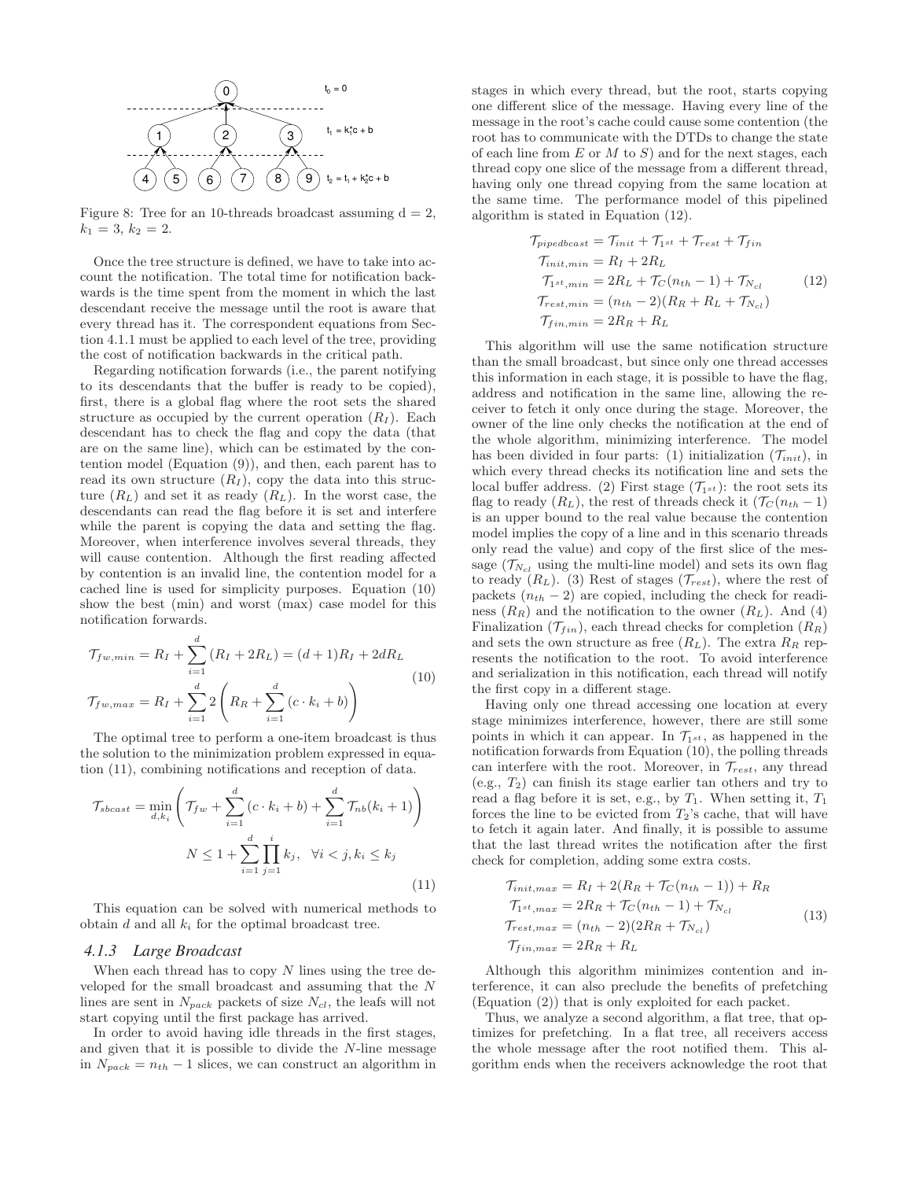Figure 8: Tree for an 10-threads broadcast assuming d = 2, $k_1 = 3$, $k_2 = 2$.

Once the tree structure is defined, we have to take into account the notification. The total time for notification backwards is the time spent from the moment in which the last descendant receive the message until the root is aware that every thread has it. The correspondent equations from Section 4.1.1 must be applied to each level of the tree, providing the cost of notification backwards in the critical path.

Regarding notification forwards (i.e., the parent notifying to its descendants that the buffer is ready to be copied), first, there is a global flag where the root sets the shared structure as occupied by the current operation ($R_I$). Each descendant has to check the flag and copy the data (that are on the same line), which can be estimated by the contention model (Equation (9)), and then, each parent has to read its own structure ($R_I$), copy the data into this structure ($R_L$) and set it as ready ($R_L$). In the worst case, the descendants can read the flag before it is set and interfere while the parent is copying the data and setting the flag. Moreover, when interference involves several threads, they will cause contention. Although the first reading affected by contention is an invalid line, the contention model for a cached line is used for simplicity purposes. Equation (10) show the best (min) and worst (max) case model for this notification forwards.

$$
\begin{aligned}
\mathcal{T}_{fw,min} &= R_I + \sum_{i=1}^{d}(R_I + 2R_L) = (d+1)R_I + 2dR_L \\
\mathcal{T}_{fw,max} &= R_I + \sum_{i=1}^{d} 2\left(R_R + \sum_{i=1}^{d}(c \cdot k_i + b)\right)
\end{aligned}
\tag{10}
$$

The optimal tree to perform a one-item broadcast is thus the solution to the minimization problem expressed in equation (11), combining notifications and reception of data.

$$
\mathcal{T}_{sbcast} = \min_{d,k_i}\left(\mathcal{T}_{fw} + \sum_{i=1}^{d}(c \cdot k_i + b) + \sum_{i=1}^{d}\mathcal{T}_{nb}(k_i+1)\right)
$$
$$
N \le 1 + \sum_{i=1}^{d}\prod_{j=1}^{i} k_j, \quad \forall i < j, k_i \le k_j
\tag{11}
$$

This equation can be solved with numerical methods to obtain $d$ and all $k_i$ for the optimal broadcast tree.

### 4.1.3 Large Broadcast

When each thread has to copy $N$ lines using the tree developed for the small broadcast and assuming that the $N$ lines are sent in $N_{pack}$ packets of size $N_{cl}$, the leafs will not start copying until the first package has arrived.

In order to avoid having idle threads in the first stages, and given that it is possible to divide the $N$-line message in $N_{pack} = n_{th} - 1$ slices, we can construct an algorithm in stages in which every thread, but the root, starts copying one different slice of the message. Having every line of the message in the root's cache could cause some contention (the root has to communicate with the DTDs to change the state of each line from $E$ or $M$ to $S$) and for the next stages, each thread copy one slice of the message from a different thread, having only one thread copying from the same location at the same time. The performance model of this pipelined algorithm is stated in Equation (12).

$$
\begin{aligned}
\mathcal{T}_{pipedbcast} &= \mathcal{T}_{init} + \mathcal{T}_{1^{st}} + \mathcal{T}_{rest} + \mathcal{T}_{fin} \\
\mathcal{T}_{init,min} &= R_I + 2R_L \\
\mathcal{T}_{1^{st},min} &= 2R_L + \mathcal{T}_C(n_{th}-1) + \mathcal{T}_{N_{cl}} \\
\mathcal{T}_{rest,min} &= (n_{th}-2)(R_R + R_L + \mathcal{T}_{N_{cl}}) \\
\mathcal{T}_{fin,min} &= 2R_R + R_L
\end{aligned}
\tag{12}
$$

This algorithm will use the same notification structure than the small broadcast, but since only one thread accesses this information in each stage, it is possible to have the flag, address and notification in the same line, allowing the receiver to fetch it only once during the stage. Moreover, the owner of the line only checks the notification at the end of the whole algorithm, minimizing interference. The model has been divided in four parts: (1) initialization ($\mathcal{T}_{init}$), in which every thread checks its notification line and sets the local buffer address. (2) First stage ($\mathcal{T}_{1^{st}}$): the root sets its flag to ready ($R_L$), the rest of threads check it ($\mathcal{T}_C(n_{th}-1)$ is an upper bound to the real value because the contention model implies the copy of a line and in this scenario threads only read the value) and copy of the first slice of the message ($\mathcal{T}_{N_{cl}}$ using the multi-line model) and sets its own flag to ready ($R_L$). (3) Rest of stages ($\mathcal{T}_{rest}$), where the rest of packets ($n_{th}-2$) are copied, including the check for readiness ($R_R$) and the notification to the owner ($R_L$). And (4) Finalization ($\mathcal{T}_{fin}$), each thread checks for completion ($R_R$) and sets the own structure as free ($R_L$). The extra $R_R$ represents the notification to the root. To avoid interference and serialization in this notification, each thread will notify the first copy in a different stage.

Having only one thread accessing one location at every stage minimizes interference, however, there are still some points in which it can appear. In $\mathcal{T}_{1^{st}}$, as happened in the notification forwards from Equation (10), the polling threads can interfere with the root. Moreover, in $\mathcal{T}_{rest}$, any thread (e.g., $T_2$) can finish its stage earlier tan others and try to read a flag before it is set, e.g., by $T_1$. When setting it, $T_1$ forces the line to be evicted from $T_2$'s cache, that will have to fetch it again later. And finally, it is possible to assume that the last thread writes the notification after the first check for completion, adding some extra costs.

$$
\begin{aligned}
\mathcal{T}_{init,max} &= R_I + 2(R_R + \mathcal{T}_C(n_{th}-1)) + R_R \\
\mathcal{T}_{1^{st},max} &= 2R_R + \mathcal{T}_C(n_{th}-1) + \mathcal{T}_{N_{cl}} \\
\mathcal{T}_{rest,max} &= (n_{th}-2)(2R_R + \mathcal{T}_{N_{cl}}) \\
\mathcal{T}_{fin,max} &= 2R_R + R_L
\end{aligned}
\tag{13}
$$

Although this algorithm minimizes contention and interference, it can also preclude the benefits of prefetching (Equation (2)) that is only exploited for each packet.

Thus, we analyze a second algorithm, a flat tree, that optimizes for prefetching. In a flat tree, all receivers access the whole message after the root notified them. This algorithm ends when the receivers acknowledge the root that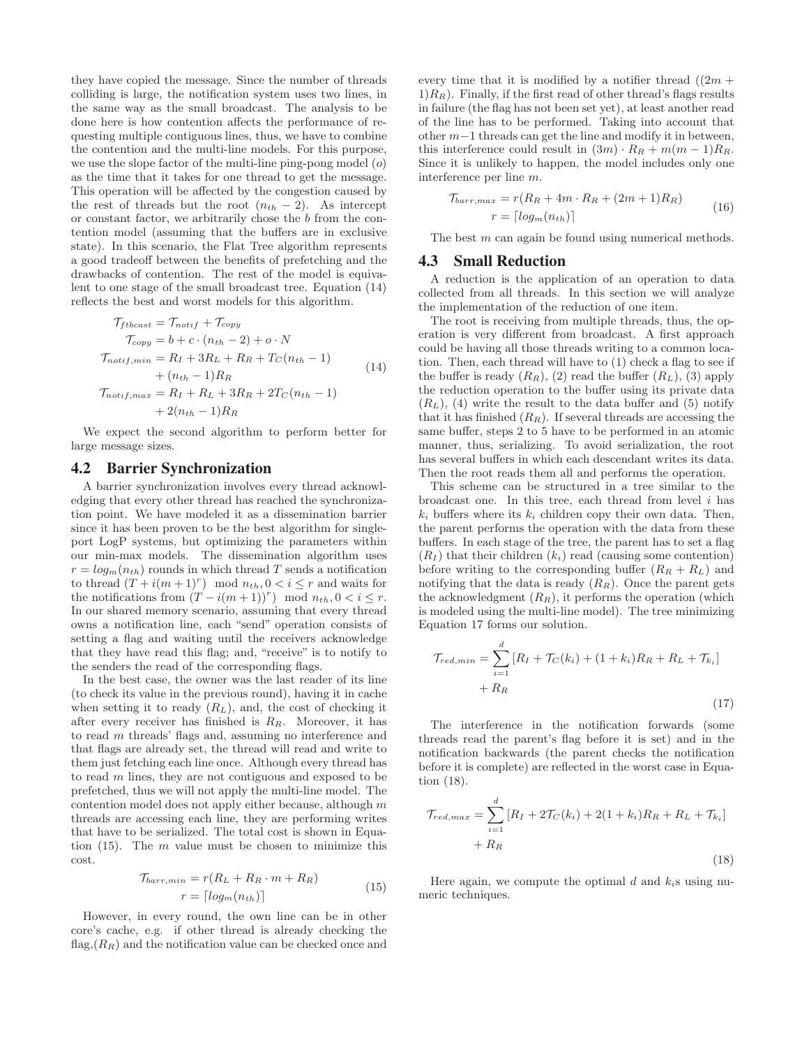they have copied the message. Since the number of threads colliding is large, the notification system uses two lines, in the same way as the small broadcast. The analysis to be done here is how contention affects the performance of requesting multiple contiguous lines, thus, we have to combine the contention and the multi-line models. For this purpose, we use the slope factor of the multi-line ping-pong model ($o$) as the time that it takes for one thread to get the message. This operation will be affected by the congestion caused by the rest of threads but the root ($n_{th} - 2$). As intercept or constant factor, we arbitrarily chose the $b$ from the contention model (assuming that the buffers are in exclusive state). In this scenario, the Flat Tree algorithm represents a good tradeoff between the benefits of prefetching and the drawbacks of contention. The rest of the model is equivalent to one stage of the small broadcast tree. Equation (14) reflects the best and worst models for this algorithm.

$$
\begin{aligned}
\mathcal{T}_{ftbcast} &= \mathcal{T}_{notif} + \mathcal{T}_{copy} \\
\mathcal{T}_{copy} &= b + c \cdot (n_{th} - 2) + o \cdot N \\
\mathcal{T}_{notif,min} &= R_I + 3R_L + R_R + T_C(n_{th} - 1) \\
&\quad + (n_{th} - 1)R_R \\
\mathcal{T}_{notif,max} &= R_I + R_L + 3R_R + 2T_C(n_{th} - 1) \\
&\quad + 2(n_{th} - 1)R_R
\end{aligned}
\tag{14}
$$

We expect the second algorithm to perform better for large message sizes.

## 4.2 Barrier Synchronization

A barrier synchronization involves every thread acknowledging that every other thread has reached the synchronization point. We have modeled it as a dissemination barrier since it has been proven to be the best algorithm for single-port LogP systems, but optimizing the parameters within our min-max models. The dissemination algorithm uses $r = log_m(n_{th})$ rounds in which thread $T$ sends a notification to thread $(T + i(m+1)^r) \mod n_{th}, 0 < i \leq r$ and waits for the notifications from $(T - i(m+1))^r) \mod n_{th}, 0 < i \leq r$. In our shared memory scenario, assuming that every thread owns a notification line, each "send" operation consists of setting a flag and waiting until the receivers acknowledge that they have read this flag; and, "receive" is to notify to the senders the read of the corresponding flags.

In the best case, the owner was the last reader of its line (to check its value in the previous round), having it in cache when setting it to ready ($R_L$), and, the cost of checking it after every receiver has finished is $R_R$. Moreover, it has to read $m$ threads' flags and, assuming no interference and that flags are already set, the thread will read and write to them just fetching each line once. Although every thread has to read $m$ lines, they are not contiguous and exposed to be prefetched, thus we will not apply the multi-line model. The contention model does not apply either because, although $m$ threads are accessing each line, they are performing writes that have to be serialized. The total cost is shown in Equation (15). The $m$ value must be chosen to minimize this cost.

$$
\begin{aligned}
\mathcal{T}_{barr,min} &= r(R_L + R_R \cdot m + R_R) \\
r &= \lceil log_m(n_{th}) \rceil
\end{aligned}
\tag{15}
$$

However, in every round, the own line can be in other core's cache, e.g. if other thread is already checking the flag,($R_R$) and the notification value can be checked once and every time that it is modified by a notifier thread ($(2m + 1)R_R$). Finally, if the first read of other thread's flags results in failure (the flag has not been set yet), at least another read of the line has to be performed. Taking into account that other $m-1$ threads can get the line and modify it in between, this interference could result in $(3m) \cdot R_R + m(m-1)R_R$. Since it is unlikely to happen, the model includes only one interference per line $m$.

$$
\begin{aligned}
\mathcal{T}_{barr,max} &= r(R_R + 4m \cdot R_R + (2m + 1)R_R) \\
r &= \lceil log_m(n_{th}) \rceil
\end{aligned}
\tag{16}
$$

The best $m$ can again be found using numerical methods.

## 4.3 Small Reduction

A reduction is the application of an operation to data collected from all threads. In this section we will analyze the implementation of the reduction of one item.

The root is receiving from multiple threads, thus, the operation is very different from broadcast. A first approach could be having all those threads writing to a common location. Then, each thread will have to (1) check a flag to see if the buffer is ready ($R_R$), (2) read the buffer ($R_L$), (3) apply the reduction operation to the buffer using its private data ($R_L$), (4) write the result to the data buffer and (5) notify that it has finished ($R_R$). If several threads are accessing the same buffer, steps 2 to 5 have to be performed in an atomic manner, thus, serializing. To avoid serialization, the root has several buffers in which each descendant writes its data. Then the root reads them all and performs the operation.

This scheme can be structured in a tree similar to the broadcast one. In this tree, each thread from level $i$ has $k_i$ buffers where its $k_i$ children copy their own data. Then, the parent performs the operation with the data from these buffers. In each stage of the tree, the parent has to set a flag ($R_I$) that their children ($k_i$) read (causing some contention) before writing to the corresponding buffer ($R_R + R_L$) and notifying that the data is ready ($R_R$). Once the parent gets the acknowledgment ($R_R$), it performs the operation (which is modeled using the multi-line model). The tree minimizing Equation 17 forms our solution.

$$
\begin{aligned}
\mathcal{T}_{red,min} = &\sum_{i=1}^{d} [R_I + \mathcal{T}_C(k_i) + (1 + k_i)R_R + R_L + \mathcal{T}_{k_i}] \\
&+ R_R
\end{aligned}
\tag{17}
$$

The interference in the notification forwards (some threads read the parent's flag before it is set) and in the notification backwards (the parent checks the notification before it is complete) are reflected in the worst case in Equation (18).

$$
\begin{aligned}
\mathcal{T}_{red,max} = &\sum_{i=1}^{d} [R_I + 2\mathcal{T}_C(k_i) + 2(1 + k_i)R_R + R_L + \mathcal{T}_{k_i}] \\
&+ R_R
\end{aligned}
\tag{18}
$$

Here again, we compute the optimal $d$ and $k_i$s using numeric techniques.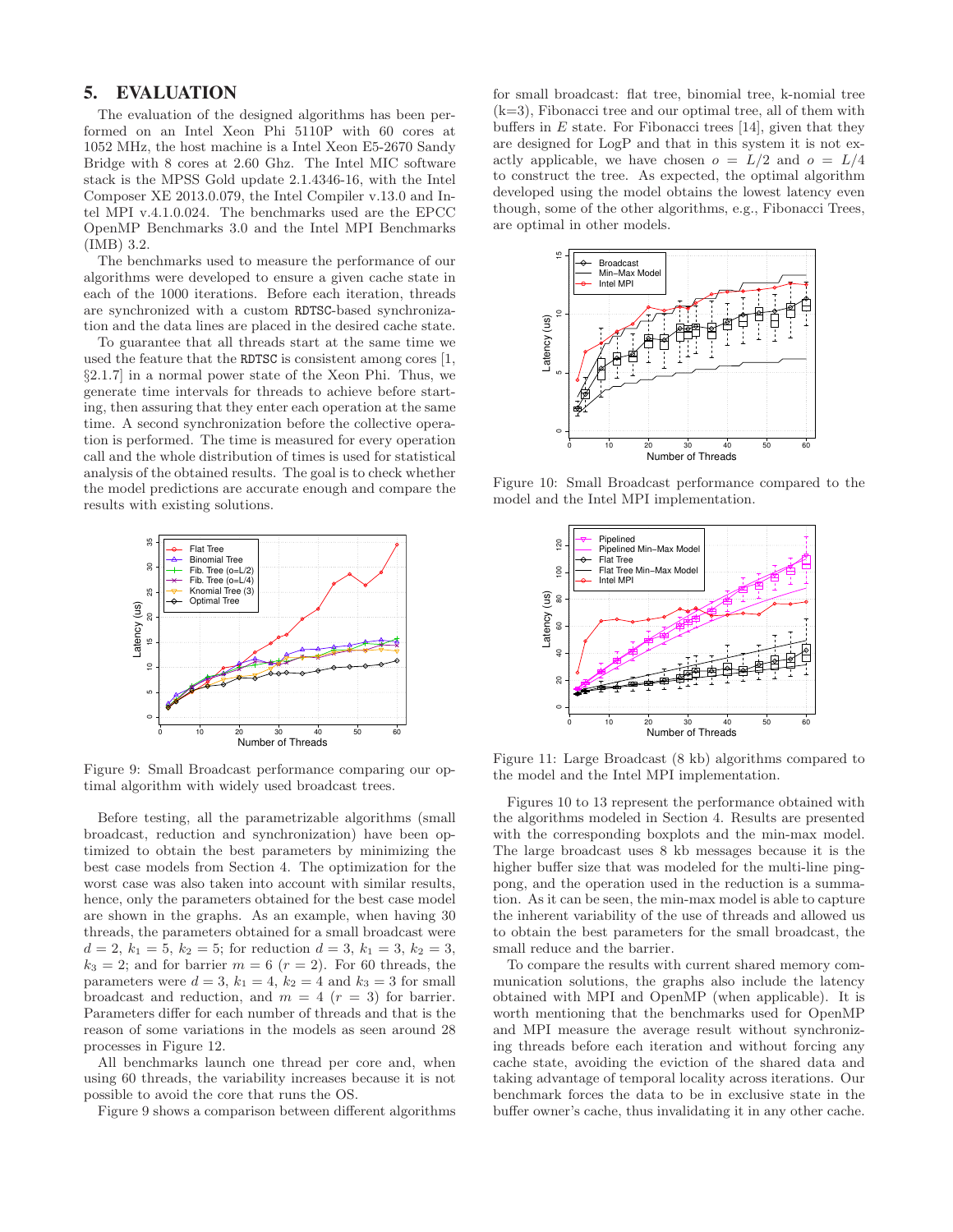## 5. EVALUATION

The evaluation of the designed algorithms has been performed on an Intel Xeon Phi 5110P with 60 cores at 1052 MHz, the host machine is a Intel Xeon E5-2670 Sandy Bridge with 8 cores at 2.60 Ghz. The Intel MIC software stack is the MPSS Gold update 2.1.4346-16, with the Intel Composer XE 2013.0.079, the Intel Compiler v.13.0 and Intel MPI v.4.1.0.024. The benchmarks used are the EPCC OpenMP Benchmarks 3.0 and the Intel MPI Benchmarks (IMB) 3.2.

The benchmarks used to measure the performance of our algorithms were developed to ensure a given cache state in each of the 1000 iterations. Before each iteration, threads are synchronized with a custom RDTSC-based synchronization and the data lines are placed in the desired cache state.

To guarantee that all threads start at the same time we used the feature that the RDTSC is consistent among cores [1, §2.1.7] in a normal power state of the Xeon Phi. Thus, we generate time intervals for threads to achieve before starting, then assuring that they enter each operation at the same time. A second synchronization before the collective operation is performed. The time is measured for every operation call and the whole distribution of times is used for statistical analysis of the obtained results. The goal is to check whether the model predictions are accurate enough and compare the results with existing solutions.

Figure 9: Small Broadcast performance comparing our optimal algorithm with widely used broadcast trees.

Before testing, all the parametrizable algorithms (small broadcast, reduction and synchronization) have been optimized to obtain the best parameters by minimizing the best case models from Section 4. The optimization for the worst case was also taken into account with similar results, hence, only the parameters obtained for the best case model are shown in the graphs. As an example, when having 30 threads, the parameters obtained for a small broadcast were $d = 2$, $k_1 = 5$, $k_2 = 5$; for reduction $d = 3$, $k_1 = 3$, $k_2 = 3$, $k_3 = 2$; and for barrier $m = 6$ $(r = 2)$. For 60 threads, the parameters were $d = 3$, $k_1 = 4$, $k_2 = 4$ and $k_3 = 3$ for small broadcast and reduction, and $m = 4$ $(r = 3)$ for barrier. Parameters differ for each number of threads and that is the reason of some variations in the models as seen around 28 processes in Figure 12.

All benchmarks launch one thread per core and, when using 60 threads, the variability increases because it is not possible to avoid the core that runs the OS.

Figure 9 shows a comparison between different algorithms for small broadcast: flat tree, binomial tree, k-nomial tree (k=3), Fibonacci tree and our optimal tree, all of them with buffers in $E$ state. For Fibonacci trees [14], given that they are designed for LogP and that in this system it is not exactly applicable, we have chosen $o = L/2$ and $o = L/4$ to construct the tree. As expected, the optimal algorithm developed using the model obtains the lowest latency even though, some of the other algorithms, e.g., Fibonacci Trees, are optimal in other models.

Figure 10: Small Broadcast performance compared to the model and the Intel MPI implementation.

Figure 11: Large Broadcast (8 kb) algorithms compared to the model and the Intel MPI implementation.

Figures 10 to 13 represent the performance obtained with the algorithms modeled in Section 4. Results are presented with the corresponding boxplots and the min-max model. The large broadcast uses 8 kb messages because it is the higher buffer size that was modeled for the multi-line ping-pong, and the operation used in the reduction is a summation. As it can be seen, the min-max model is able to capture the inherent variability of the use of threads and allowed us to obtain the best parameters for the small broadcast, the small reduce and the barrier.

To compare the results with current shared memory communication solutions, the graphs also include the latency obtained with MPI and OpenMP (when applicable). It is worth mentioning that the benchmarks used for OpenMP and MPI measure the average result without synchronizing threads before each iteration and without forcing any cache state, avoiding the eviction of the shared data and taking advantage of temporal locality across iterations. Our benchmark forces the data to be in exclusive state in the buffer owner's cache, thus invalidating it in any other cache.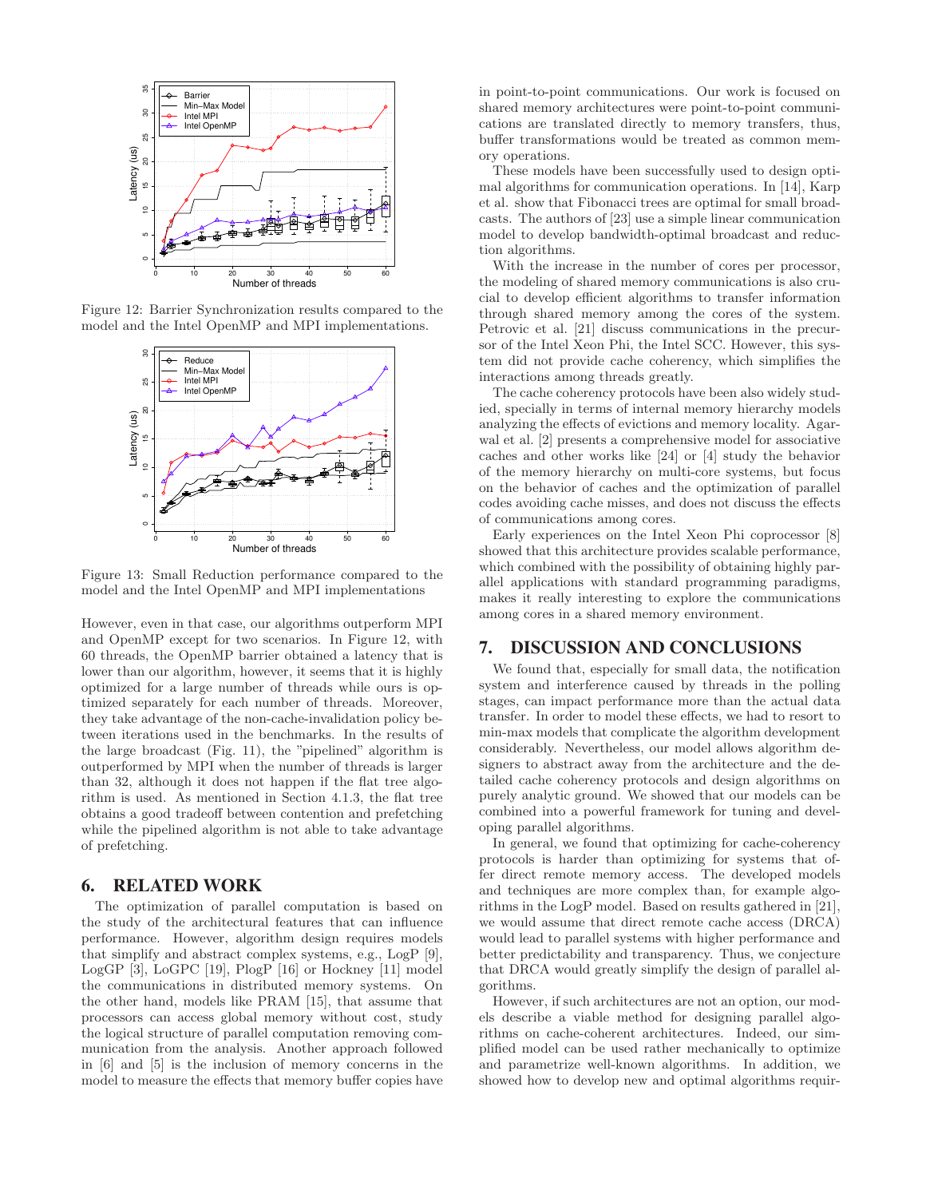Figure 12: Barrier Synchronization results compared to the model and the Intel OpenMP and MPI implementations.

Figure 13: Small Reduction performance compared to the model and the Intel OpenMP and MPI implementations

However, even in that case, our algorithms outperform MPI and OpenMP except for two scenarios. In Figure 12, with 60 threads, the OpenMP barrier obtained a latency that is lower than our algorithm, however, it seems that it is highly optimized for a large number of threads while ours is optimized separately for each number of threads. Moreover, they take advantage of the non-cache-invalidation policy between iterations used in the benchmarks. In the results of the large broadcast (Fig. 11), the "pipelined" algorithm is outperformed by MPI when the number of threads is larger than 32, although it does not happen if the flat tree algorithm is used. As mentioned in Section 4.1.3, the flat tree obtains a good tradeoff between contention and prefetching while the pipelined algorithm is not able to take advantage of prefetching.

## 6. RELATED WORK

The optimization of parallel computation is based on the study of the architectural features that can influence performance. However, algorithm design requires models that simplify and abstract complex systems, e.g., LogP [9], LogGP [3], LoGPC [19], PlogP [16] or Hockney [11] model the communications in distributed memory systems. On the other hand, models like PRAM [15], that assume that processors can access global memory without cost, study the logical structure of parallel computation removing communication from the analysis. Another approach followed in [6] and [5] is the inclusion of memory concerns in the model to measure the effects that memory buffer copies have in point-to-point communications. Our work is focused on shared memory architectures were point-to-point communications are translated directly to memory transfers, thus, buffer transformations would be treated as common memory operations.

These models have been successfully used to design optimal algorithms for communication operations. In [14], Karp et al. show that Fibonacci trees are optimal for small broadcasts. The authors of [23] use a simple linear communication model to develop bandwidth-optimal broadcast and reduction algorithms.

With the increase in the number of cores per processor, the modeling of shared memory communications is also crucial to develop efficient algorithms to transfer information through shared memory among the cores of the system. Petrovic et al. [21] discuss communications in the precursor of the Intel Xeon Phi, the Intel SCC. However, this system did not provide cache coherency, which simplifies the interactions among threads greatly.

The cache coherency protocols have been also widely studied, specially in terms of internal memory hierarchy models analyzing the effects of evictions and memory locality. Agarwal et al. [2] presents a comprehensive model for associative caches and other works like [24] or [4] study the behavior of the memory hierarchy on multi-core systems, but focus on the behavior of caches and the optimization of parallel codes avoiding cache misses, and does not discuss the effects of communications among cores.

Early experiences on the Intel Xeon Phi coprocessor [8] showed that this architecture provides scalable performance, which combined with the possibility of obtaining highly parallel applications with standard programming paradigms, makes it really interesting to explore the communications among cores in a shared memory environment.

## 7. DISCUSSION AND CONCLUSIONS

We found that, especially for small data, the notification system and interference caused by threads in the polling stages, can impact performance more than the actual data transfer. In order to model these effects, we had to resort to min-max models that complicate the algorithm development considerably. Nevertheless, our model allows algorithm designers to abstract away from the architecture and the detailed cache coherency protocols and design algorithms on purely analytic ground. We showed that our models can be combined into a powerful framework for tuning and developing parallel algorithms.

In general, we found that optimizing for cache-coherency protocols is harder than optimizing for systems that offer direct remote memory access. The developed models and techniques are more complex than, for example algorithms in the LogP model. Based on results gathered in [21], we would assume that direct remote cache access (DRCA) would lead to parallel systems with higher performance and better predictability and transparency. Thus, we conjecture that DRCA would greatly simplify the design of parallel algorithms.

However, if such architectures are not an option, our models describe a viable method for designing parallel algorithms on cache-coherent architectures. Indeed, our simplified model can be used rather mechanically to optimize and parametrize well-known algorithms. In addition, we showed how to develop new and optimal algorithms requir-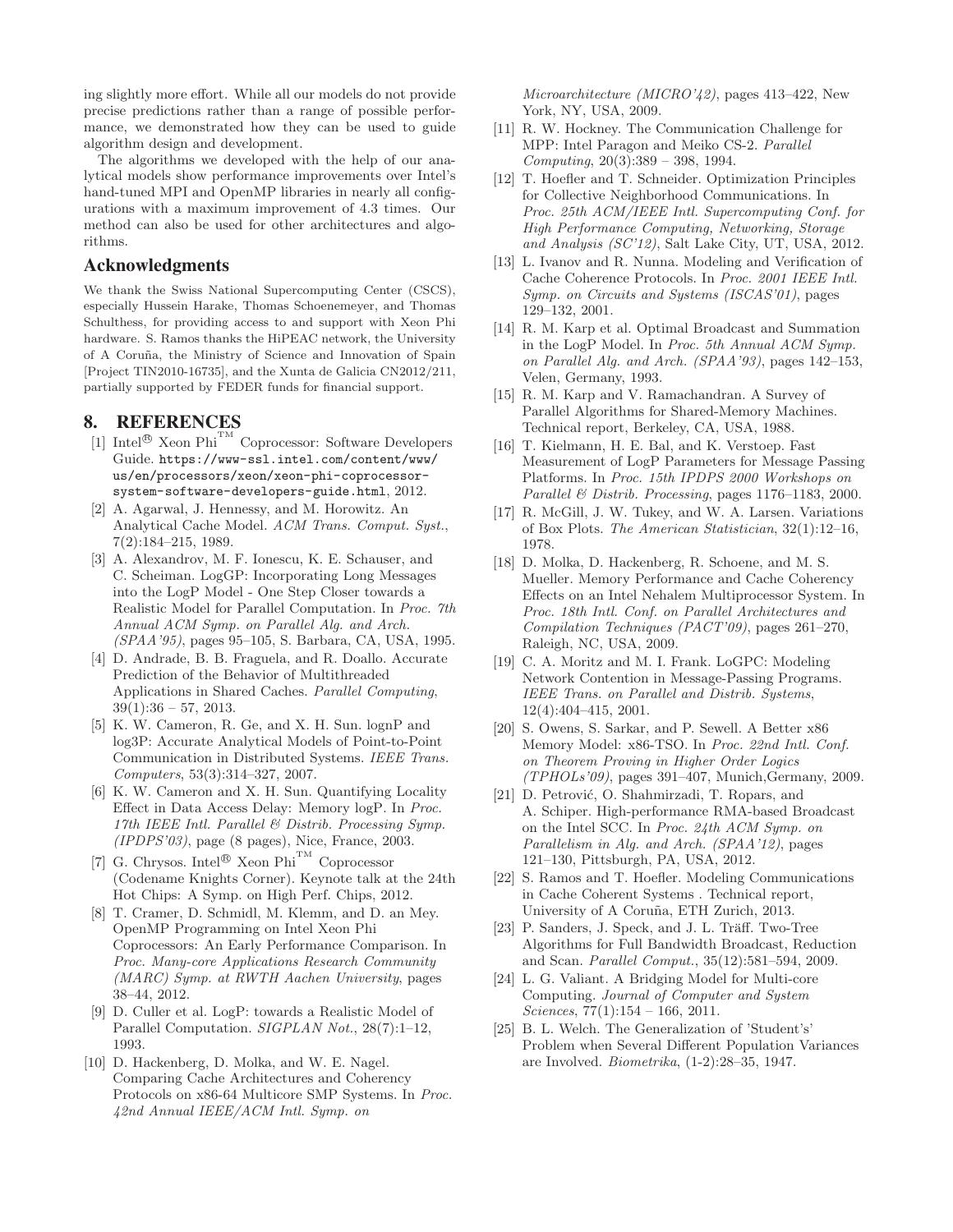ing slightly more effort. While all our models do not provide precise predictions rather than a range of possible performance, we demonstrated how they can be used to guide algorithm design and development.

The algorithms we developed with the help of our analytical models show performance improvements over Intel's hand-tuned MPI and OpenMP libraries in nearly all configurations with a maximum improvement of 4.3 times. Our method can also be used for other architectures and algorithms.

## Acknowledgments

We thank the Swiss National Supercomputing Center (CSCS), especially Hussein Harake, Thomas Schoenemeyer, and Thomas Schulthess, for providing access to and support with Xeon Phi hardware. S. Ramos thanks the HiPEAC network, the University of A Coruña, the Ministry of Science and Innovation of Spain [Project TIN2010-16735], and the Xunta de Galicia CN2012/211, partially supported by FEDER funds for financial support.

## 8. REFERENCES

[1] Intel® Xeon Phi™ Coprocessor: Software Developers Guide. https://www-ssl.intel.com/content/www/us/en/processors/xeon/xeon-phi-coprocessor-system-software-developers-guide.html, 2012.

[2] A. Agarwal, J. Hennessy, and M. Horowitz. An Analytical Cache Model. *ACM Trans. Comput. Syst.*, 7(2):184–215, 1989.

[3] A. Alexandrov, M. F. Ionescu, K. E. Schauser, and C. Scheiman. LogGP: Incorporating Long Messages into the LogP Model - One Step Closer towards a Realistic Model for Parallel Computation. In *Proc. 7th Annual ACM Symp. on Parallel Alg. and Arch. (SPAA'95)*, pages 95–105, S. Barbara, CA, USA, 1995.

[4] D. Andrade, B. B. Fraguela, and R. Doallo. Accurate Prediction of the Behavior of Multithreaded Applications in Shared Caches. *Parallel Computing*, 39(1):36 – 57, 2013.

[5] K. W. Cameron, R. Ge, and X. H. Sun. lognP and log3P: Accurate Analytical Models of Point-to-Point Communication in Distributed Systems. *IEEE Trans. Computers*, 53(3):314–327, 2007.

[6] K. W. Cameron and X. H. Sun. Quantifying Locality Effect in Data Access Delay: Memory logP. In *Proc. 17th IEEE Intl. Parallel & Distrib. Processing Symp. (IPDPS'03)*, page (8 pages), Nice, France, 2003.

[7] G. Chrysos. Intel® Xeon Phi™ Coprocessor (Codename Knights Corner). Keynote talk at the 24th Hot Chips: A Symp. on High Perf. Chips, 2012.

[8] T. Cramer, D. Schmidl, M. Klemm, and D. an Mey. OpenMP Programming on Intel Xeon Phi Coprocessors: An Early Performance Comparison. In *Proc. Many-core Applications Research Community (MARC) Symp. at RWTH Aachen University*, pages 38–44, 2012.

[9] D. Culler et al. LogP: towards a Realistic Model of Parallel Computation. *SIGPLAN Not.*, 28(7):1–12, 1993.

[10] D. Hackenberg, D. Molka, and W. E. Nagel. Comparing Cache Architectures and Coherency Protocols on x86-64 Multicore SMP Systems. In *Proc. 42nd Annual IEEE/ACM Intl. Symp. on Microarchitecture (MICRO'42)*, pages 413–422, New York, NY, USA, 2009.

[11] R. W. Hockney. The Communication Challenge for MPP: Intel Paragon and Meiko CS-2. *Parallel Computing*, 20(3):389 – 398, 1994.

[12] T. Hoefler and T. Schneider. Optimization Principles for Collective Neighborhood Communications. In *Proc. 25th ACM/IEEE Intl. Supercomputing Conf. for High Performance Computing, Networking, Storage and Analysis (SC'12)*, Salt Lake City, UT, USA, 2012.

[13] L. Ivanov and R. Nunna. Modeling and Verification of Cache Coherence Protocols. In *Proc. 2001 IEEE Intl. Symp. on Circuits and Systems (ISCAS'01)*, pages 129–132, 2001.

[14] R. M. Karp et al. Optimal Broadcast and Summation in the LogP Model. In *Proc. 5th Annual ACM Symp. on Parallel Alg. and Arch. (SPAA'93)*, pages 142–153, Velen, Germany, 1993.

[15] R. M. Karp and V. Ramachandran. A Survey of Parallel Algorithms for Shared-Memory Machines. Technical report, Berkeley, CA, USA, 1988.

[16] T. Kielmann, H. E. Bal, and K. Verstoep. Fast Measurement of LogP Parameters for Message Passing Platforms. In *Proc. 15th IPDPS 2000 Workshops on Parallel & Distrib. Processing*, pages 1176–1183, 2000.

[17] R. McGill, J. W. Tukey, and W. A. Larsen. Variations of Box Plots. *The American Statistician*, 32(1):12–16, 1978.

[18] D. Molka, D. Hackenberg, R. Schoene, and M. S. Mueller. Memory Performance and Cache Coherency Effects on an Intel Nehalem Multiprocessor System. In *Proc. 18th Intl. Conf. on Parallel Architectures and Compilation Techniques (PACT'09)*, pages 261–270, Raleigh, NC, USA, 2009.

[19] C. A. Moritz and M. I. Frank. LoGPC: Modeling Network Contention in Message-Passing Programs. *IEEE Trans. on Parallel and Distrib. Systems*, 12(4):404–415, 2001.

[20] S. Owens, S. Sarkar, and P. Sewell. A Better x86 Memory Model: x86-TSO. In *Proc. 22nd Intl. Conf. on Theorem Proving in Higher Order Logics (TPHOLs'09)*, pages 391–407, Munich,Germany, 2009.

[21] D. Petrović, O. Shahmirzadi, T. Ropars, and A. Schiper. High-performance RMA-based Broadcast on the Intel SCC. In *Proc. 24th ACM Symp. on Parallelism in Alg. and Arch. (SPAA'12)*, pages 121–130, Pittsburgh, PA, USA, 2012.

[22] S. Ramos and T. Hoefler. Modeling Communications in Cache Coherent Systems . Technical report, University of A Coruña, ETH Zurich, 2013.

[23] P. Sanders, J. Speck, and J. L. Träff. Two-Tree Algorithms for Full Bandwidth Broadcast, Reduction and Scan. *Parallel Comput.*, 35(12):581–594, 2009.

[24] L. G. Valiant. A Bridging Model for Multi-core Computing. *Journal of Computer and System Sciences*, 77(1):154 – 166, 2011.

[25] B. L. Welch. The Generalization of 'Student's' Problem when Several Different Population Variances are Involved. *Biometrika*, (1-2):28–35, 1947.